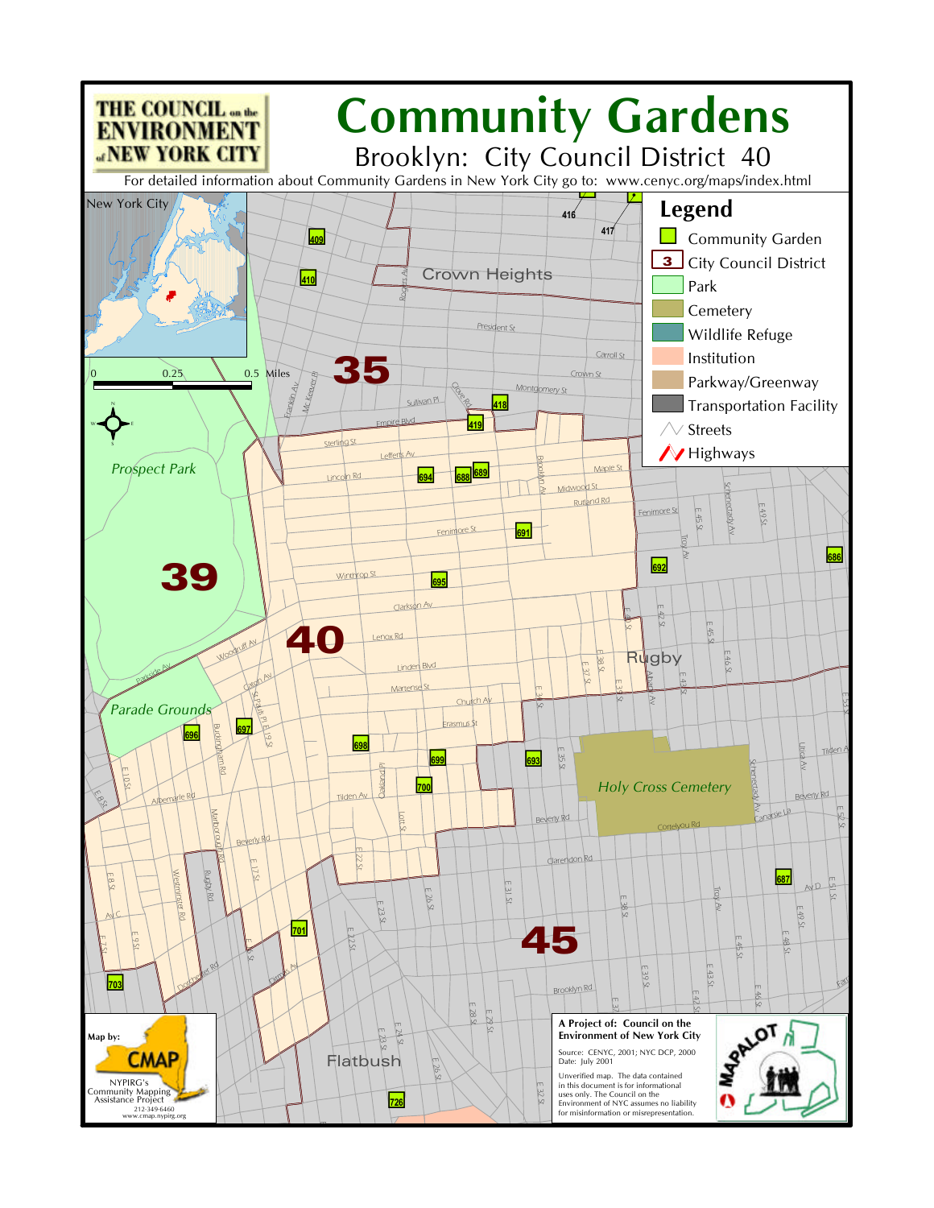# Community Gardens

## Brooklyn: City Council District 40

THE COUNCIL on the ENVIRONMENT of NEW YORK CITY

For detailed information about Community Gardens in New York City go to: www.cenyc.org/maps/index.html

### Legend

- Community Garden
- City Council District
- Park
- Cemetery
- Wildlife Refuge
- Institution
- Parkway/Greenway
- Transportation Facility
- Streets
- Highways

New York City

0 0.25 0.5 Miles

Map by: CMAP
NYPIRG's Community Mapping Assistance Project
212-349-6460
www.cmap.nypirg.org

**A Project of: Council on the Environment of New York City**

Source: CENYC, 2001; NYC DCP, 2000
Date: July 2001

Unverified map. The data contained in this document is for informational uses only. The Council on the Environment of NYC assumes no liability for misinformation or misrepresentation.

MAPALOT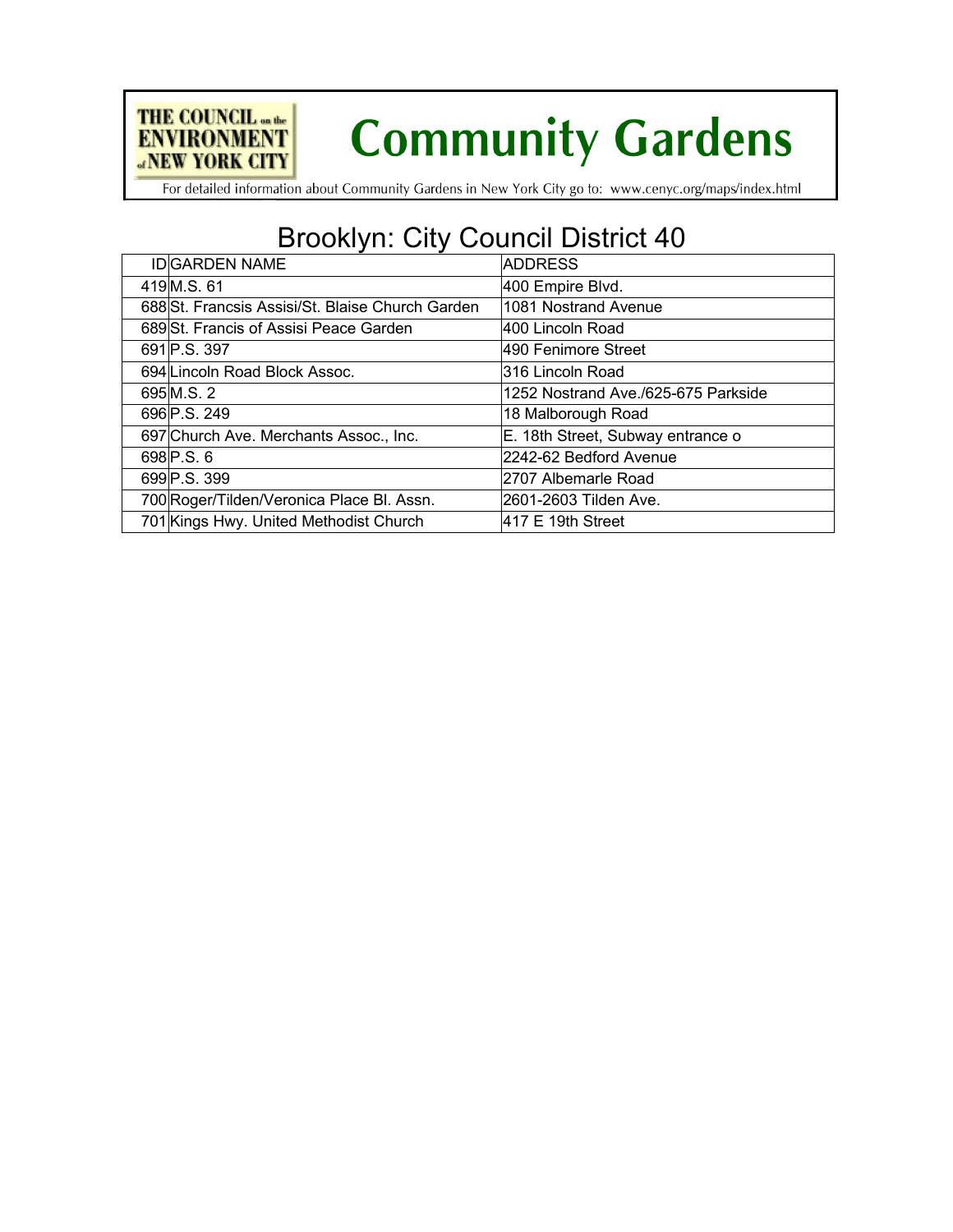THE COUNCIL on the ENVIRONMENT of NEW YORK CITY

# Community Gardens

For detailed information about Community Gardens in New York City go to: www.cenyc.org/maps/index.html

## Brooklyn: City Council District 40

| ID | GARDEN NAME | ADDRESS |
|---|---|---|
| 419 | M.S. 61 | 400 Empire Blvd. |
| 688 | St. Francsis Assisi/St. Blaise Church Garden | 1081 Nostrand Avenue |
| 689 | St. Francis of Assisi Peace Garden | 400 Lincoln Road |
| 691 | P.S. 397 | 490 Fenimore Street |
| 694 | Lincoln Road Block Assoc. | 316 Lincoln Road |
| 695 | M.S. 2 | 1252 Nostrand Ave./625-675 Parkside |
| 696 | P.S. 249 | 18 Malborough Road |
| 697 | Church Ave. Merchants Assoc., Inc. | E. 18th Street, Subway entrance o |
| 698 | P.S. 6 | 2242-62 Bedford Avenue |
| 699 | P.S. 399 | 2707 Albemarle Road |
| 700 | Roger/Tilden/Veronica Place Bl. Assn. | 2601-2603 Tilden Ave. |
| 701 | Kings Hwy. United Methodist Church | 417 E 19th Street |